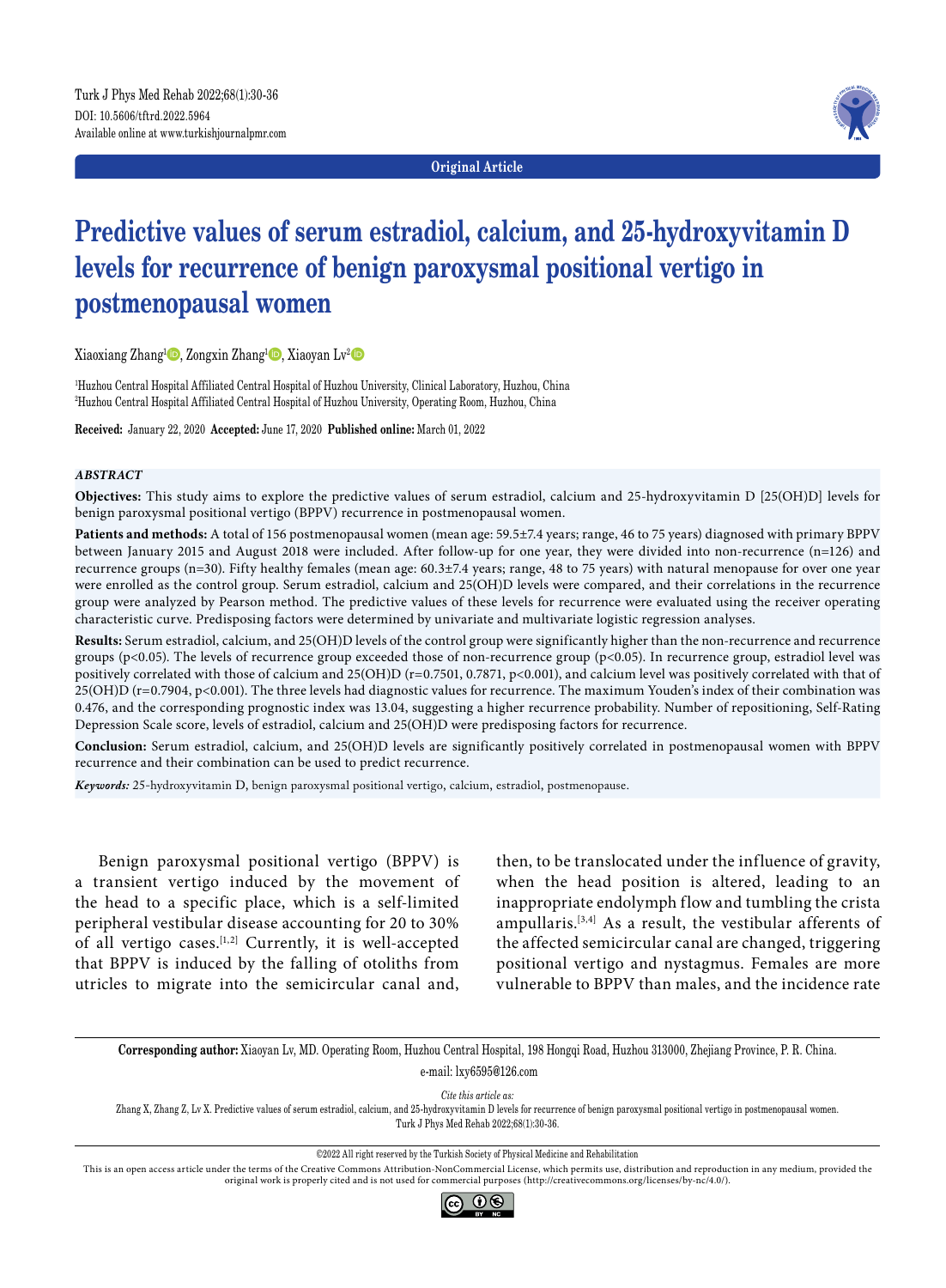Original Article

# Predictive values of serum estradiol, calcium, and 25-hydroxyvitamin D levels for recurrence of benign paroxysmal positional vertigo in postmenopausal women

Xiaoxiang Zhang[1], Zongxin Zhang[1], Xiaoyan Lv[2]

[1]Huzhou Central Hospital Affiliated Central Hospital of Huzhou University, Clinical Laboratory, Huzhou, China
[2]Huzhou Central Hospital Affiliated Central Hospital of Huzhou University, Operating Room, Huzhou, China

**Received:** January 22, 2020 **Accepted:** June 17, 2020 **Published online:** March 01, 2022

### *ABSTRACT*

**Objectives:** This study aims to explore the predictive values of serum estradiol, calcium and 25-hydroxyvitamin D [25(OH)D] levels for benign paroxysmal positional vertigo (BPPV) recurrence in postmenopausal women.

**Patients and methods:** A total of 156 postmenopausal women (mean age: 59.5±7.4 years; range, 46 to 75 years) diagnosed with primary BPPV between January 2015 and August 2018 were included. After follow-up for one year, they were divided into non-recurrence (n=126) and recurrence groups (n=30). Fifty healthy females (mean age: 60.3±7.4 years; range, 48 to 75 years) with natural menopause for over one year were enrolled as the control group. Serum estradiol, calcium and 25(OH)D levels were compared, and their correlations in the recurrence group were analyzed by Pearson method. The predictive values of these levels for recurrence were evaluated using the receiver operating characteristic curve. Predisposing factors were determined by univariate and multivariate logistic regression analyses.

**Results:** Serum estradiol, calcium, and 25(OH)D levels of the control group were significantly higher than the non-recurrence and recurrence groups ($p<0.05$). The levels of recurrence group exceeded those of non-recurrence group ($p<0.05$). In recurrence group, estradiol level was positively correlated with those of calcium and 25(OH)D ($r=0.7501$, $0.7871$, $p<0.001$), and calcium level was positively correlated with that of 25(OH)D ($r=0.7904$, $p<0.001$). The three levels had diagnostic values for recurrence. The maximum Youden's index of their combination was 0.476, and the corresponding prognostic index was 13.04, suggesting a higher recurrence probability. Number of repositioning, Self-Rating Depression Scale score, levels of estradiol, calcium and 25(OH)D were predisposing factors for recurrence.

**Conclusion:** Serum estradiol, calcium, and 25(OH)D levels are significantly positively correlated in postmenopausal women with BPPV recurrence and their combination can be used to predict recurrence.

***Keywords:*** 25-hydroxyvitamin D, benign paroxysmal positional vertigo, calcium, estradiol, postmenopause.

Benign paroxysmal positional vertigo (BPPV) is a transient vertigo induced by the movement of the head to a specific place, which is a self-limited peripheral vestibular disease accounting for 20 to 30% of all vertigo cases.[1,2] Currently, it is well-accepted that BPPV is induced by the falling of otoliths from utricles to migrate into the semicircular canal and, then, to be translocated under the influence of gravity, when the head position is altered, leading to an inappropriate endolymph flow and tumbling the crista ampullaris.[3,4] As a result, the vestibular afferents of the affected semicircular canal are changed, triggering positional vertigo and nystagmus. Females are more vulnerable to BPPV than males, and the incidence rate

**Corresponding author:** Xiaoyan Lv, MD. Operating Room, Huzhou Central Hospital, 198 Hongqi Road, Huzhou 313000, Zhejiang Province, P. R. China.
e-mail: lxy6595@126.com

*Cite this article as:*
Zhang X, Zhang Z, Lv X. Predictive values of serum estradiol, calcium, and 25-hydroxyvitamin D levels for recurrence of benign paroxysmal positional vertigo in postmenopausal women. Turk J Phys Med Rehab 2022;68(1):30-36.

©2022 All right reserved by the Turkish Society of Physical Medicine and Rehabilitation

This is an open access article under the terms of the Creative Commons Attribution-NonCommercial License, which permits use, distribution and reproduction in any medium, provided the original work is properly cited and is not used for commercial purposes (http://creativecommons.org/licenses/by-nc/4.0/).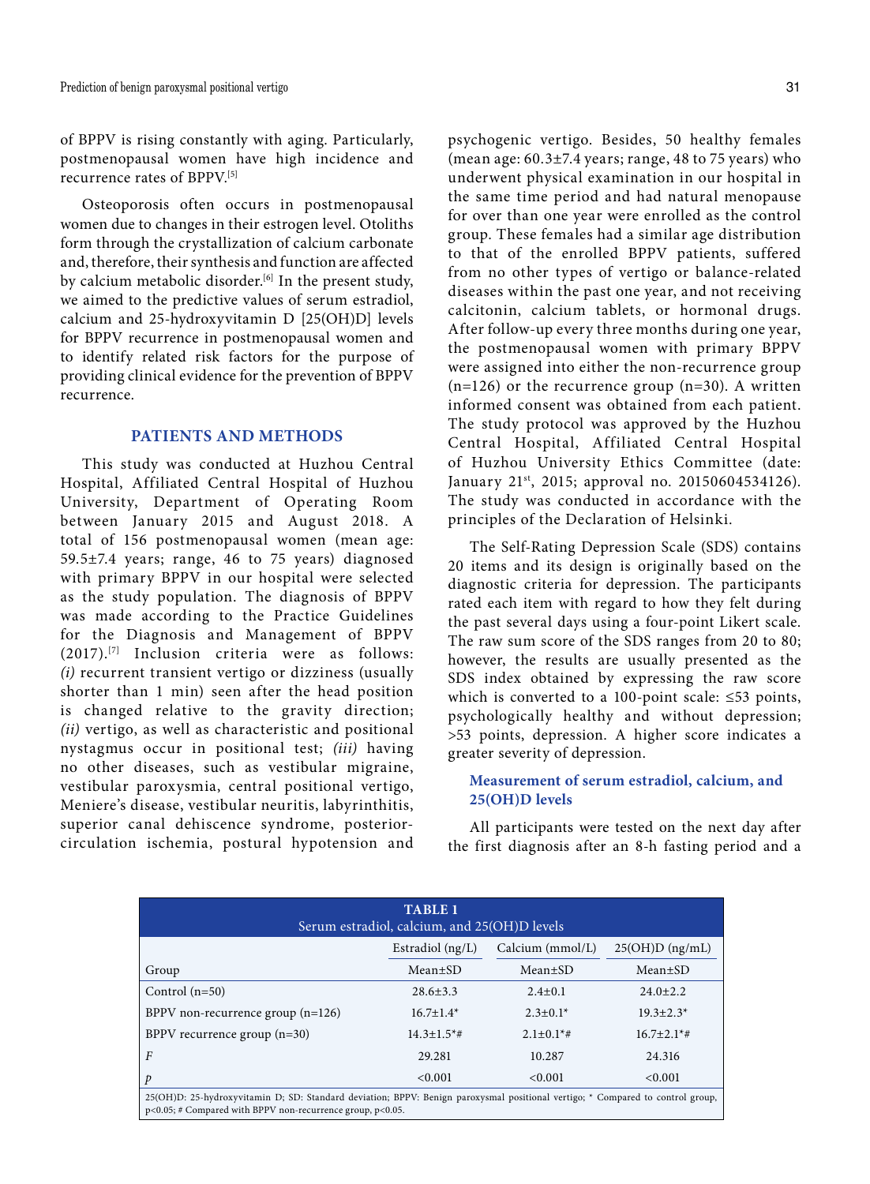of BPPV is rising constantly with aging. Particularly, postmenopausal women have high incidence and recurrence rates of BPPV.[5]

Osteoporosis often occurs in postmenopausal women due to changes in their estrogen level. Otoliths form through the crystallization of calcium carbonate and, therefore, their synthesis and function are affected by calcium metabolic disorder.[6] In the present study, we aimed to the predictive values of serum estradiol, calcium and 25-hydroxyvitamin D [25(OH)D] levels for BPPV recurrence in postmenopausal women and to identify related risk factors for the purpose of providing clinical evidence for the prevention of BPPV recurrence.

## PATIENTS AND METHODS

This study was conducted at Huzhou Central Hospital, Affiliated Central Hospital of Huzhou University, Department of Operating Room between January 2015 and August 2018. A total of 156 postmenopausal women (mean age: 59.5±7.4 years; range, 46 to 75 years) diagnosed with primary BPPV in our hospital were selected as the study population. The diagnosis of BPPV was made according to the Practice Guidelines for the Diagnosis and Management of BPPV (2017).[7] Inclusion criteria were as follows: *(i)* recurrent transient vertigo or dizziness (usually shorter than 1 min) seen after the head position is changed relative to the gravity direction; *(ii)* vertigo, as well as characteristic and positional nystagmus occur in positional test; *(iii)* having no other diseases, such as vestibular migraine, vestibular paroxysmia, central positional vertigo, Meniere's disease, vestibular neuritis, labyrinthitis, superior canal dehiscence syndrome, posterior-circulation ischemia, postural hypotension and psychogenic vertigo. Besides, 50 healthy females (mean age: 60.3±7.4 years; range, 48 to 75 years) who underwent physical examination in our hospital in the same time period and had natural menopause for over than one year were enrolled as the control group. These females had a similar age distribution to that of the enrolled BPPV patients, suffered from no other types of vertigo or balance-related diseases within the past one year, and not receiving calcitonin, calcium tablets, or hormonal drugs. After follow-up every three months during one year, the postmenopausal women with primary BPPV were assigned into either the non-recurrence group (n=126) or the recurrence group (n=30). A written informed consent was obtained from each patient. The study protocol was approved by the Huzhou Central Hospital, Affiliated Central Hospital of Huzhou University Ethics Committee (date: January 21st, 2015; approval no. 20150604534126). The study was conducted in accordance with the principles of the Declaration of Helsinki.

The Self-Rating Depression Scale (SDS) contains 20 items and its design is originally based on the diagnostic criteria for depression. The participants rated each item with regard to how they felt during the past several days using a four-point Likert scale. The raw sum score of the SDS ranges from 20 to 80; however, the results are usually presented as the SDS index obtained by expressing the raw score which is converted to a 100-point scale: ≤53 points, psychologically healthy and without depression; >53 points, depression. A higher score indicates a greater severity of depression.

### Measurement of serum estradiol, calcium, and 25(OH)D levels

All participants were tested on the next day after the first diagnosis after an 8-h fasting period and a

**TABLE 1**
Serum estradiol, calcium, and 25(OH)D levels

| | Estradiol (ng/L) | Calcium (mmol/L) | 25(OH)D (ng/mL) |
|---|---|---|---|
| Group | Mean±SD | Mean±SD | Mean±SD |
| Control (n=50) | 28.6±3.3 | 2.4±0.1 | 24.0±2.2 |
| BPPV non-recurrence group (n=126) | 16.7±1.4* | 2.3±0.1* | 19.3±2.3* |
| BPPV recurrence group (n=30) | 14.3±1.5*# | 2.1±0.1*# | 16.7±2.1*# |
| *F* | 29.281 | 10.287 | 24.316 |
| *p* | <0.001 | <0.001 | <0.001 |

25(OH)D: 25-hydroxyvitamin D; SD: Standard deviation; BPPV: Benign paroxysmal positional vertigo; * Compared to control group, $p<0.05$; # Compared with BPPV non-recurrence group, $p<0.05$.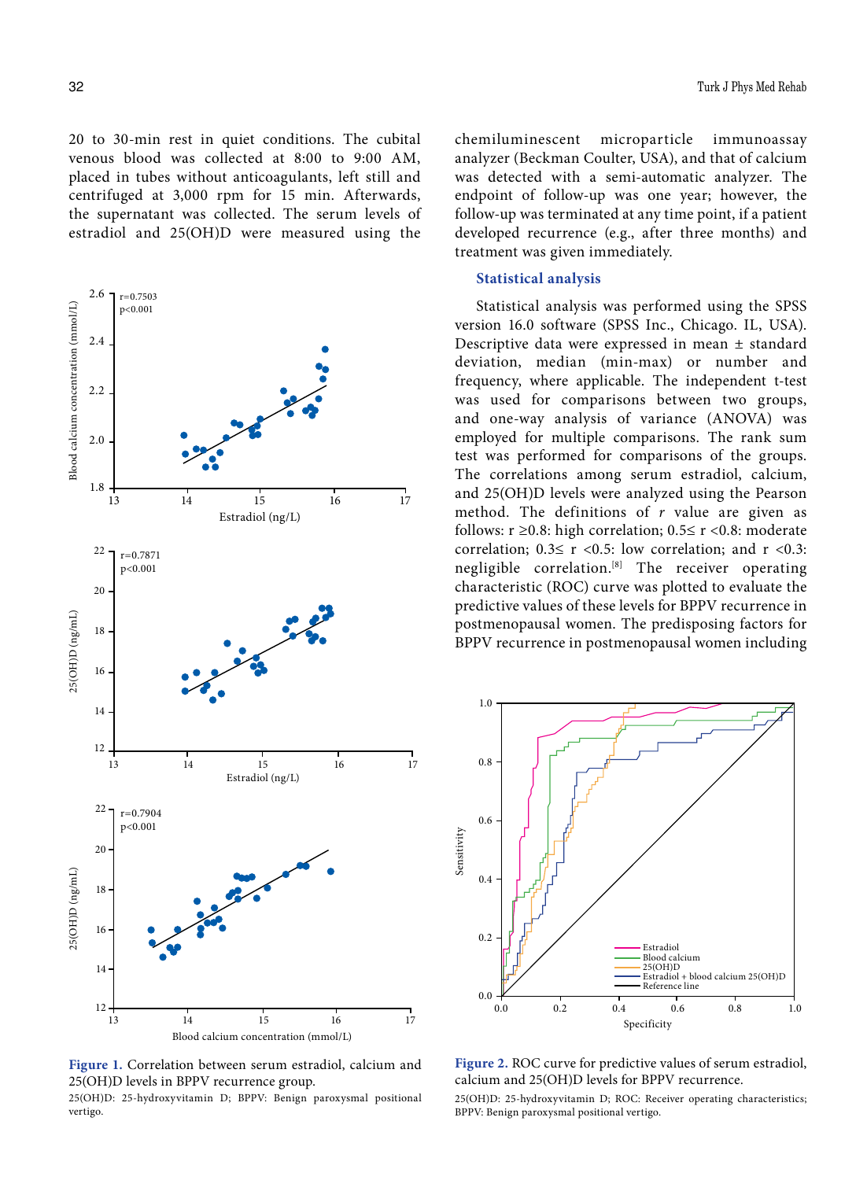20 to 30-min rest in quiet conditions. The cubital venous blood was collected at 8:00 to 9:00 AM, placed in tubes without anticoagulants, left still and centrifuged at 3,000 rpm for 15 min. Afterwards, the supernatant was collected. The serum levels of estradiol and 25(OH)D were measured using the chemiluminescent microparticle immunoassay analyzer (Beckman Coulter, USA), and that of calcium was detected with a semi-automatic analyzer. The endpoint of follow-up was one year; however, the follow-up was terminated at any time point, if a patient developed recurrence (e.g., after three months) and treatment was given immediately.

**Figure 1.** Correlation between serum estradiol, calcium and 25(OH)D levels in BPPV recurrence group.

25(OH)D: 25-hydroxyvitamin D; BPPV: Benign paroxysmal positional vertigo.

### Statistical analysis

Statistical analysis was performed using the SPSS version 16.0 software (SPSS Inc., Chicago. IL, USA). Descriptive data were expressed in mean ± standard deviation, median (min-max) or number and frequency, where applicable. The independent t-test was used for comparisons between two groups, and one-way analysis of variance (ANOVA) was employed for multiple comparisons. The rank sum test was performed for comparisons of the groups. The correlations among serum estradiol, calcium, and 25(OH)D levels were analyzed using the Pearson method. The definitions of *r* value are given as follows: $r \geq 0.8$: high correlation; $0.5 \leq r < 0.8$: moderate correlation; $0.3 \leq r < 0.5$: low correlation; and $r < 0.3$: negligible correlation.[8] The receiver operating characteristic (ROC) curve was plotted to evaluate the predictive values of these levels for BPPV recurrence in postmenopausal women. The predisposing factors for BPPV recurrence in postmenopausal women including

**Figure 2.** ROC curve for predictive values of serum estradiol, calcium and 25(OH)D levels for BPPV recurrence.

25(OH)D: 25-hydroxyvitamin D; ROC: Receiver operating characteristics; BPPV: Benign paroxysmal positional vertigo.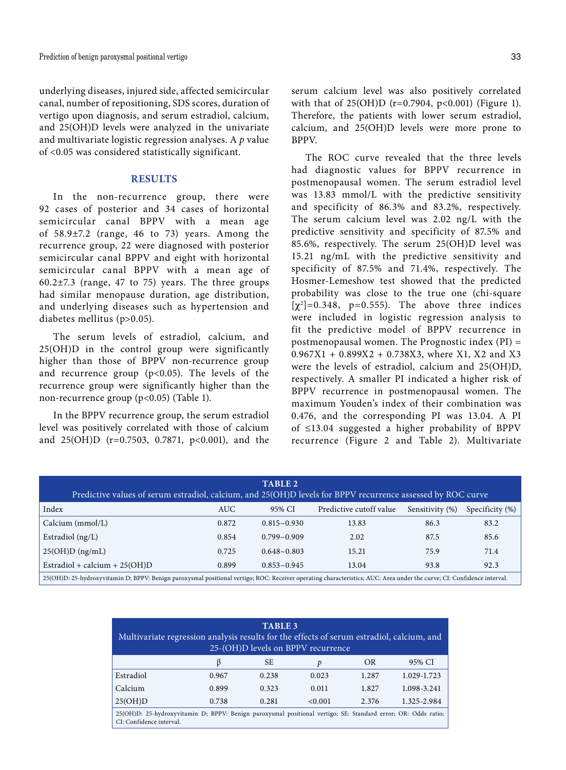underlying diseases, injured side, affected semicircular canal, number of repositioning, SDS scores, duration of vertigo upon diagnosis, and serum estradiol, calcium, and 25(OH)D levels were analyzed in the univariate and multivariate logistic regression analyses. A *p* value of <0.05 was considered statistically significant.

## RESULTS

In the non-recurrence group, there were 92 cases of posterior and 34 cases of horizontal semicircular canal BPPV with a mean age of 58.9±7.2 (range, 46 to 73) years. Among the recurrence group, 22 were diagnosed with posterior semicircular canal BPPV and eight with horizontal semicircular canal BPPV with a mean age of 60.2±7.3 (range, 47 to 75) years. The three groups had similar menopause duration, age distribution, and underlying diseases such as hypertension and diabetes mellitus ($p>0.05$).

The serum levels of estradiol, calcium, and 25(OH)D in the control group were significantly higher than those of BPPV non-recurrence group and recurrence group ($p<0.05$). The levels of the recurrence group were significantly higher than the non-recurrence group ($p<0.05$) (Table 1).

In the BPPV recurrence group, the serum estradiol level was positively correlated with those of calcium and 25(OH)D ($r=0.7503$, 0.7871, $p<0.001$), and the serum calcium level was also positively correlated with that of 25(OH)D ($r=0.7904$, $p<0.001$) (Figure 1). Therefore, the patients with lower serum estradiol, calcium, and 25(OH)D levels were more prone to BPPV.

The ROC curve revealed that the three levels had diagnostic values for BPPV recurrence in postmenopausal women. The serum estradiol level was 13.83 mmol/L with the predictive sensitivity and specificity of 86.3% and 83.2%, respectively. The serum calcium level was 2.02 ng/L with the predictive sensitivity and specificity of 87.5% and 85.6%, respectively. The serum 25(OH)D level was 15.21 ng/mL with the predictive sensitivity and specificity of 87.5% and 71.4%, respectively. The Hosmer-Lemeshow test showed that the predicted probability was close to the true one (chi-square [$\chi^2$]=0.348, $p=0.555$). The above three indices were included in logistic regression analysis to fit the predictive model of BPPV recurrence in postmenopausal women. The Prognostic index (PI) = $0.967X_1 + 0.899X_2 + 0.738X_3$, where $X_1$, $X_2$ and $X_3$ were the levels of estradiol, calcium and 25(OH)D, respectively. A smaller PI indicated a higher risk of BPPV recurrence in postmenopausal women. The maximum Youden's index of their combination was 0.476, and the corresponding PI was 13.04. A PI of ≤13.04 suggested a higher probability of BPPV recurrence (Figure 2 and Table 2). Multivariate

**TABLE 2**
Predictive values of serum estradiol, calcium, and 25(OH)D levels for BPPV recurrence assessed by ROC curve

| Index | AUC | 95% CI | Predictive cutoff value | Sensitivity (%) | Specificity (%) |
|---|---|---|---|---|---|
| Calcium (mmol/L) | 0.872 | 0.815~0.930 | 13.83 | 86.3 | 83.2 |
| Estradiol (ng/L) | 0.854 | 0.799~0.909 | 2.02 | 87.5 | 85.6 |
| 25(OH)D (ng/mL) | 0.725 | 0.648~0.803 | 15.21 | 75.9 | 71.4 |
| Estradiol + calcium + 25(OH)D | 0.899 | 0.853~0.945 | 13.04 | 93.8 | 92.3 |

25(OH)D: 25-hydroxyvitamin D; BPPV: Benign paroxysmal positional vertigo; ROC: Receiver operating characteristics; AUC: Area under the curve; CI: Confidence interval.

**TABLE 3**
Multivariate regression analysis results for the effects of serum estradiol, calcium, and 25-(OH)D levels on BPPV recurrence

| | β | SE | *p* | OR | 95% CI |
|---|---|---|---|---|---|
| Estradiol | 0.967 | 0.238 | 0.023 | 1.287 | 1.029-1.723 |
| Calcium | 0.899 | 0.323 | 0.011 | 1.827 | 1.098-3.241 |
| 25(OH)D | 0.738 | 0.281 | <0.001 | 2.376 | 1.325-2.984 |

25(OH)D: 25-hydroxyvitamin D; BPPV: Benign paroxysmal positional vertigo; SE: Standard error; OR: Odds ratio; CI: Confidence interval.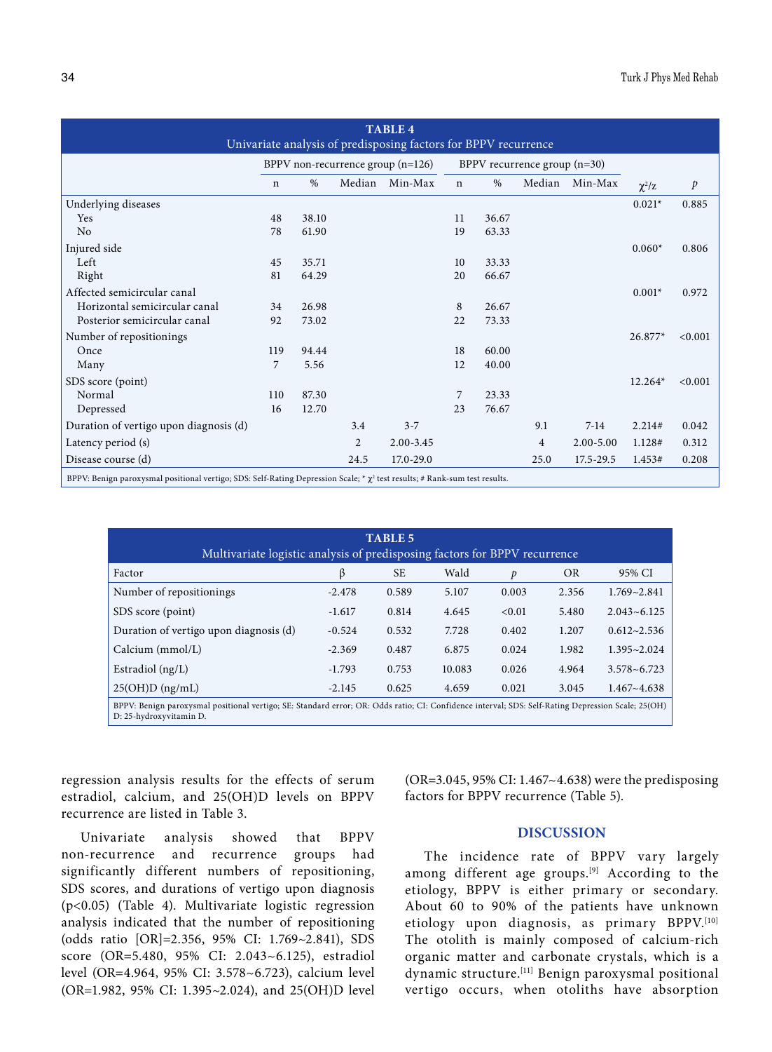**TABLE 4**
Univariate analysis of predisposing factors for BPPV recurrence

| | BPPV non-recurrence group (n=126) | | | | BPPV recurrence group (n=30) | | | | | |
|---|---|---|---|---|---|---|---|---|---|---|
| | n | % | Median | Min-Max | n | % | Median | Min-Max | $\chi^2$/z | *p* |
| Underlying diseases | | | | | | | | | 0.021* | 0.885 |
| Yes | 48 | 38.10 | | | 11 | 36.67 | | | | |
| No | 78 | 61.90 | | | 19 | 63.33 | | | | |
| Injured side | | | | | | | | | 0.060* | 0.806 |
| Left | 45 | 35.71 | | | 10 | 33.33 | | | | |
| Right | 81 | 64.29 | | | 20 | 66.67 | | | | |
| Affected semicircular canal | | | | | | | | | 0.001* | 0.972 |
| Horizontal semicircular canal | 34 | 26.98 | | | 8 | 26.67 | | | | |
| Posterior semicircular canal | 92 | 73.02 | | | 22 | 73.33 | | | | |
| Number of repositionings | | | | | | | | | 26.877* | <0.001 |
| Once | 119 | 94.44 | | | 18 | 60.00 | | | | |
| Many | 7 | 5.56 | | | 12 | 40.00 | | | | |
| SDS score (point) | | | | | | | | | 12.264* | <0.001 |
| Normal | 110 | 87.30 | | | 7 | 23.33 | | | | |
| Depressed | 16 | 12.70 | | | 23 | 76.67 | | | | |
| Duration of vertigo upon diagnosis (d) | | | 3.4 | 3-7 | | | 9.1 | 7-14 | 2.214# | 0.042 |
| Latency period (s) | | | 2 | 2.00-3.45 | | | 4 | 2.00-5.00 | 1.128# | 0.312 |
| Disease course (d) | | | 24.5 | 17.0-29.0 | | | 25.0 | 17.5-29.5 | 1.453# | 0.208 |

BPPV: Benign paroxysmal positional vertigo; SDS: Self-Rating Depression Scale; * $\chi^2$ test results; # Rank-sum test results.

**TABLE 5**
Multivariate logistic analysis of predisposing factors for BPPV recurrence

| Factor | β | SE | Wald | *p* | OR | 95% CI |
|---|---|---|---|---|---|---|
| Number of repositionings | -2.478 | 0.589 | 5.107 | 0.003 | 2.356 | 1.769~2.841 |
| SDS score (point) | -1.617 | 0.814 | 4.645 | <0.01 | 5.480 | 2.043~6.125 |
| Duration of vertigo upon diagnosis (d) | -0.524 | 0.532 | 7.728 | 0.402 | 1.207 | 0.612~2.536 |
| Calcium (mmol/L) | -2.369 | 0.487 | 6.875 | 0.024 | 1.982 | 1.395~2.024 |
| Estradiol (ng/L) | -1.793 | 0.753 | 10.083 | 0.026 | 4.964 | 3.578~6.723 |
| 25(OH)D (ng/mL) | -2.145 | 0.625 | 4.659 | 0.021 | 3.045 | 1.467~4.638 |

BPPV: Benign paroxysmal positional vertigo; SE: Standard error; OR: Odds ratio; CI: Confidence interval; SDS: Self-Rating Depression Scale; 25(OH) D: 25-hydroxyvitamin D.

regression analysis results for the effects of serum estradiol, calcium, and 25(OH)D levels on BPPV recurrence are listed in Table 3.

Univariate analysis showed that BPPV non-recurrence and recurrence groups had significantly different numbers of repositioning, SDS scores, and durations of vertigo upon diagnosis ($p<0.05$) (Table 4). Multivariate logistic regression analysis indicated that the number of repositioning (odds ratio [OR]=2.356, 95% CI: 1.769~2.841), SDS score (OR=5.480, 95% CI: 2.043~6.125), estradiol level (OR=4.964, 95% CI: 3.578~6.723), calcium level (OR=1.982, 95% CI: 1.395~2.024), and 25(OH)D level (OR=3.045, 95% CI: 1.467~4.638) were the predisposing factors for BPPV recurrence (Table 5).

## DISCUSSION

The incidence rate of BPPV vary largely among different age groups.[9] According to the etiology, BPPV is either primary or secondary. About 60 to 90% of the patients have unknown etiology upon diagnosis, as primary BPPV.[10] The otolith is mainly composed of calcium-rich organic matter and carbonate crystals, which is a dynamic structure.[11] Benign paroxysmal positional vertigo occurs, when otoliths have absorption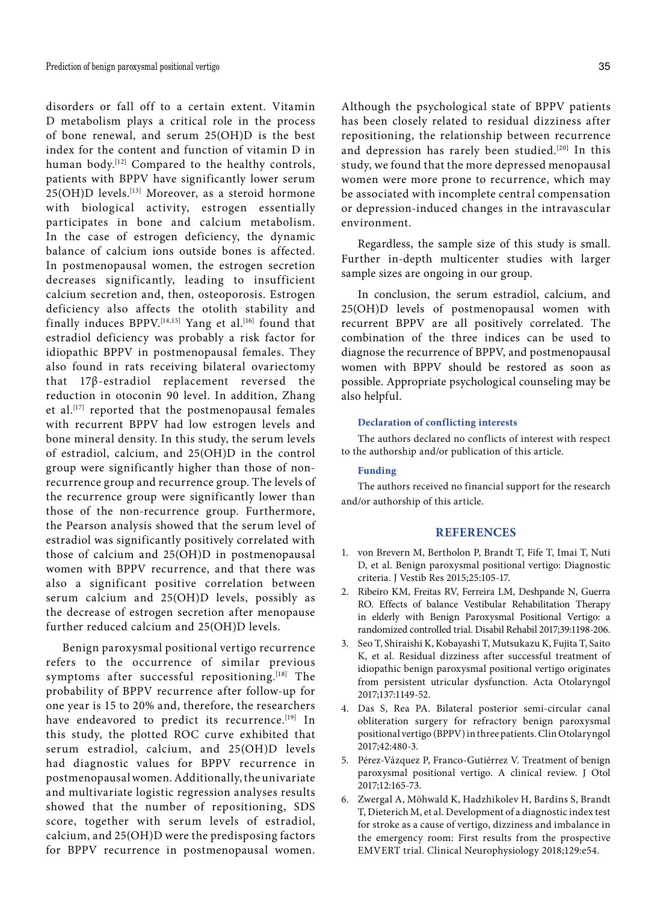disorders or fall off to a certain extent. Vitamin D metabolism plays a critical role in the process of bone renewal, and serum 25(OH)D is the best index for the content and function of vitamin D in human body.[12] Compared to the healthy controls, patients with BPPV have significantly lower serum 25(OH)D levels.[13] Moreover, as a steroid hormone with biological activity, estrogen essentially participates in bone and calcium metabolism. In the case of estrogen deficiency, the dynamic balance of calcium ions outside bones is affected. In postmenopausal women, the estrogen secretion decreases significantly, leading to insufficient calcium secretion and, then, osteoporosis. Estrogen deficiency also affects the otolith stability and finally induces BPPV.[14,15] Yang et al.[16] found that estradiol deficiency was probably a risk factor for idiopathic BPPV in postmenopausal females. They also found in rats receiving bilateral ovariectomy that 17β-estradiol replacement reversed the reduction in otoconin 90 level. In addition, Zhang et al.[17] reported that the postmenopausal females with recurrent BPPV had low estrogen levels and bone mineral density. In this study, the serum levels of estradiol, calcium, and 25(OH)D in the control group were significantly higher than those of non-recurrence group and recurrence group. The levels of the recurrence group were significantly lower than those of the non-recurrence group. Furthermore, the Pearson analysis showed that the serum level of estradiol was significantly positively correlated with those of calcium and 25(OH)D in postmenopausal women with BPPV recurrence, and that there was also a significant positive correlation between serum calcium and 25(OH)D levels, possibly as the decrease of estrogen secretion after menopause further reduced calcium and 25(OH)D levels.

Benign paroxysmal positional vertigo recurrence refers to the occurrence of similar previous symptoms after successful repositioning.[18] The probability of BPPV recurrence after follow-up for one year is 15 to 20% and, therefore, the researchers have endeavored to predict its recurrence.[19] In this study, the plotted ROC curve exhibited that serum estradiol, calcium, and 25(OH)D levels had diagnostic values for BPPV recurrence in postmenopausal women. Additionally, the univariate and multivariate logistic regression analyses results showed that the number of repositioning, SDS score, together with serum levels of estradiol, calcium, and 25(OH)D were the predisposing factors for BPPV recurrence in postmenopausal women. Although the psychological state of BPPV patients has been closely related to residual dizziness after repositioning, the relationship between recurrence and depression has rarely been studied.[20] In this study, we found that the more depressed menopausal women were more prone to recurrence, which may be associated with incomplete central compensation or depression-induced changes in the intravascular environment.

Regardless, the sample size of this study is small. Further in-depth multicenter studies with larger sample sizes are ongoing in our group.

In conclusion, the serum estradiol, calcium, and 25(OH)D levels of postmenopausal women with recurrent BPPV are all positively correlated. The combination of the three indices can be used to diagnose the recurrence of BPPV, and postmenopausal women with BPPV should be restored as soon as possible. Appropriate psychological counseling may be also helpful.

#### Declaration of conflicting interests

The authors declared no conflicts of interest with respect to the authorship and/or publication of this article.

#### Funding

The authors received no financial support for the research and/or authorship of this article.

## REFERENCES

1. von Brevern M, Bertholon P, Brandt T, Fife T, Imai T, Nuti D, et al. Benign paroxysmal positional vertigo: Diagnostic criteria. J Vestib Res 2015;25:105-17.
2. Ribeiro KM, Freitas RV, Ferreira LM, Deshpande N, Guerra RO. Effects of balance Vestibular Rehabilitation Therapy in elderly with Benign Paroxysmal Positional Vertigo: a randomized controlled trial. Disabil Rehabil 2017;39:1198-206.
3. Seo T, Shiraishi K, Kobayashi T, Mutsukazu K, Fujita T, Saito K, et al. Residual dizziness after successful treatment of idiopathic benign paroxysmal positional vertigo originates from persistent utricular dysfunction. Acta Otolaryngol 2017;137:1149-52.
4. Das S, Rea PA. Bilateral posterior semi-circular canal obliteration surgery for refractory benign paroxysmal positional vertigo (BPPV) in three patients. Clin Otolaryngol 2017;42:480-3.
5. Pérez-Vázquez P, Franco-Gutiérrez V. Treatment of benign paroxysmal positional vertigo. A clinical review. J Otol 2017;12:165-73.
6. Zwergal A, Möhwald K, Hadzhikolev H, Bardins S, Brandt T, Dieterich M, et al. Development of a diagnostic index test for stroke as a cause of vertigo, dizziness and imbalance in the emergency room: First results from the prospective EMVERT trial. Clinical Neurophysiology 2018;129:e54.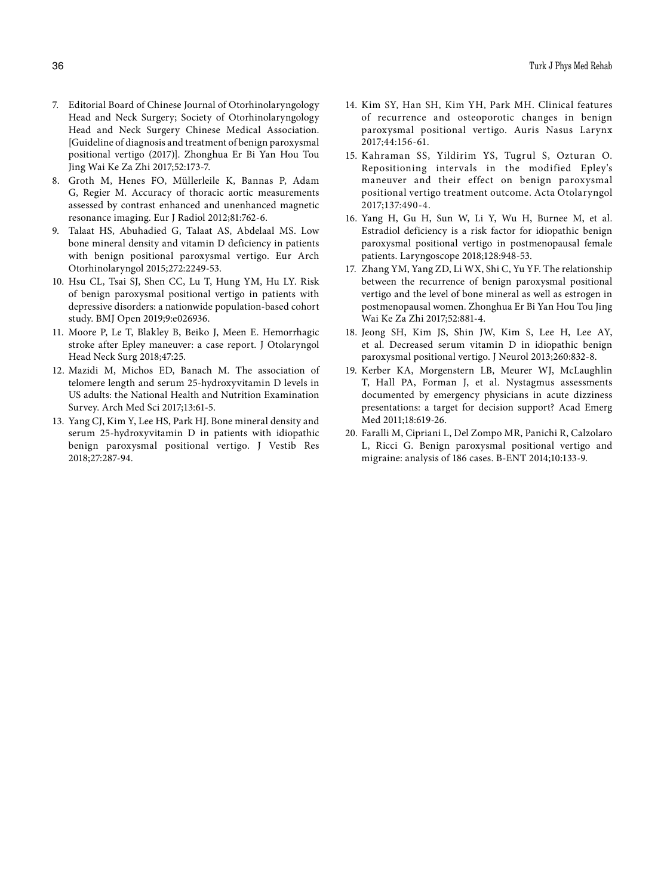7. Editorial Board of Chinese Journal of Otorhinolaryngology Head and Neck Surgery; Society of Otorhinolaryngology Head and Neck Surgery Chinese Medical Association. [Guideline of diagnosis and treatment of benign paroxysmal positional vertigo (2017)]. Zhonghua Er Bi Yan Hou Tou Jing Wai Ke Za Zhi 2017;52:173-7.
8. Groth M, Henes FO, Müllerleile K, Bannas P, Adam G, Regier M. Accuracy of thoracic aortic measurements assessed by contrast enhanced and unenhanced magnetic resonance imaging. Eur J Radiol 2012;81:762-6.
9. Talaat HS, Abuhadied G, Talaat AS, Abdelaal MS. Low bone mineral density and vitamin D deficiency in patients with benign positional paroxysmal vertigo. Eur Arch Otorhinolaryngol 2015;272:2249-53.
10. Hsu CL, Tsai SJ, Shen CC, Lu T, Hung YM, Hu LY. Risk of benign paroxysmal positional vertigo in patients with depressive disorders: a nationwide population-based cohort study. BMJ Open 2019;9:e026936.
11. Moore P, Le T, Blakley B, Beiko J, Meen E. Hemorrhagic stroke after Epley maneuver: a case report. J Otolaryngol Head Neck Surg 2018;47:25.
12. Mazidi M, Michos ED, Banach M. The association of telomere length and serum 25-hydroxyvitamin D levels in US adults: the National Health and Nutrition Examination Survey. Arch Med Sci 2017;13:61-5.
13. Yang CJ, Kim Y, Lee HS, Park HJ. Bone mineral density and serum 25-hydroxyvitamin D in patients with idiopathic benign paroxysmal positional vertigo. J Vestib Res 2018;27:287-94.
14. Kim SY, Han SH, Kim YH, Park MH. Clinical features of recurrence and osteoporotic changes in benign paroxysmal positional vertigo. Auris Nasus Larynx 2017;44:156-61.
15. Kahraman SS, Yildirim YS, Tugrul S, Ozturan O. Repositioning intervals in the modified Epley's maneuver and their effect on benign paroxysmal positional vertigo treatment outcome. Acta Otolaryngol 2017;137:490-4.
16. Yang H, Gu H, Sun W, Li Y, Wu H, Burnee M, et al. Estradiol deficiency is a risk factor for idiopathic benign paroxysmal positional vertigo in postmenopausal female patients. Laryngoscope 2018;128:948-53.
17. Zhang YM, Yang ZD, Li WX, Shi C, Yu YF. The relationship between the recurrence of benign paroxysmal positional vertigo and the level of bone mineral as well as estrogen in postmenopausal women. Zhonghua Er Bi Yan Hou Tou Jing Wai Ke Za Zhi 2017;52:881-4.
18. Jeong SH, Kim JS, Shin JW, Kim S, Lee H, Lee AY, et al. Decreased serum vitamin D in idiopathic benign paroxysmal positional vertigo. J Neurol 2013;260:832-8.
19. Kerber KA, Morgenstern LB, Meurer WJ, McLaughlin T, Hall PA, Forman J, et al. Nystagmus assessments documented by emergency physicians in acute dizziness presentations: a target for decision support? Acad Emerg Med 2011;18:619-26.
20. Faralli M, Cipriani L, Del Zompo MR, Panichi R, Calzolaro L, Ricci G. Benign paroxysmal positional vertigo and migraine: analysis of 186 cases. B-ENT 2014;10:133-9.